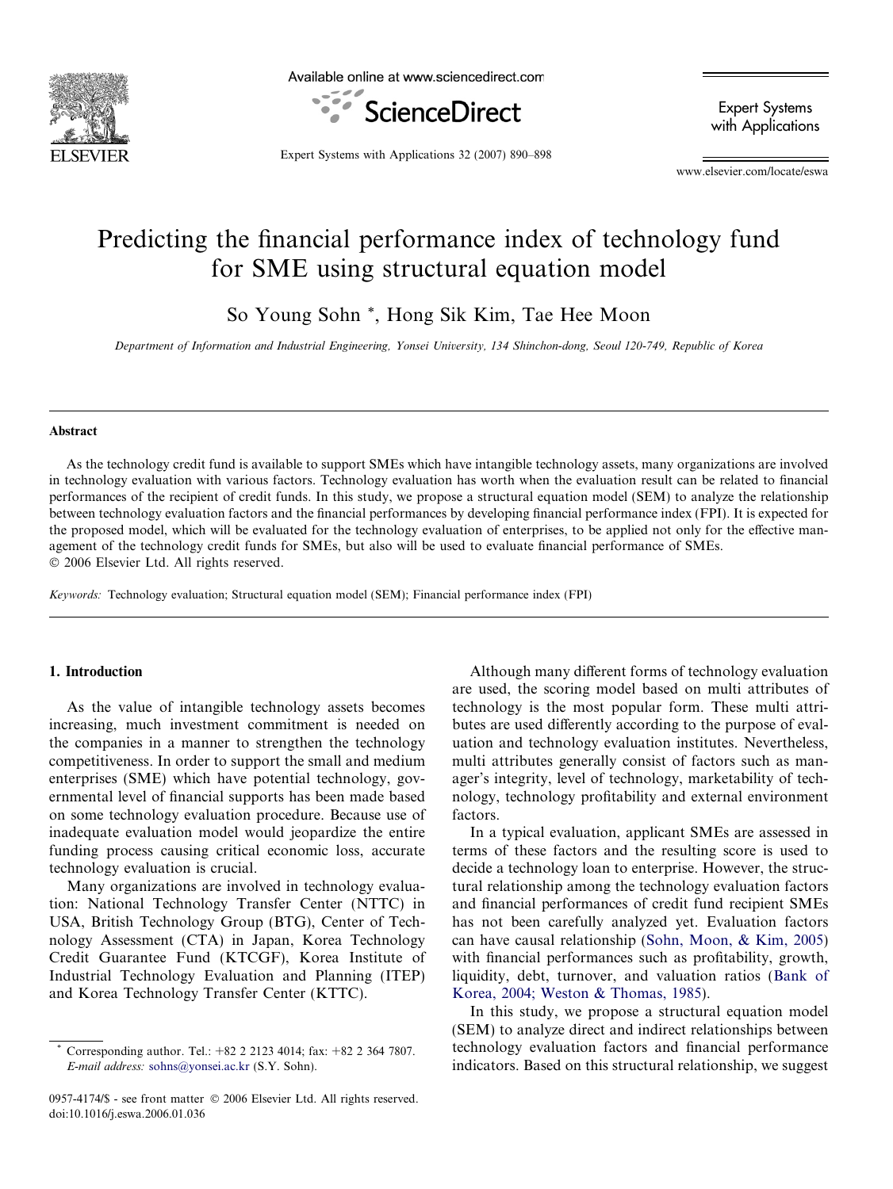# Predicting the financial performance index of technology fund for SME using structural equation model

So Young Sohn *, Hong Sik Kim, Tae Hee Moon

*Department of Information and Industrial Engineering, Yonsei University, 134 Shinchon-dong, Seoul 120-749, Republic of Korea*

## Abstract

As the technology credit fund is available to support SMEs which have intangible technology assets, many organizations are involved in technology evaluation with various factors. Technology evaluation has worth when the evaluation result can be related to financial performances of the recipient of credit funds. In this study, we propose a structural equation model (SEM) to analyze the relationship between technology evaluation factors and the financial performances by developing financial performance index (FPI). It is expected for the proposed model, which will be evaluated for the technology evaluation of enterprises, to be applied not only for the effective management of the technology credit funds for SMEs, but also will be used to evaluate financial performance of SMEs.
© 2006 Elsevier Ltd. All rights reserved.

*Keywords:* Technology evaluation; Structural equation model (SEM); Financial performance index (FPI)

## 1. Introduction

As the value of intangible technology assets becomes increasing, much investment commitment is needed on the companies in a manner to strengthen the technology competitiveness. In order to support the small and medium enterprises (SME) which have potential technology, governmental level of financial supports has been made based on some technology evaluation procedure. Because use of inadequate evaluation model would jeopardize the entire funding process causing critical economic loss, accurate technology evaluation is crucial.

Many organizations are involved in technology evaluation: National Technology Transfer Center (NTTC) in USA, British Technology Group (BTG), Center of Technology Assessment (CTA) in Japan, Korea Technology Credit Guarantee Fund (KTCGF), Korea Institute of Industrial Technology Evaluation and Planning (ITEP) and Korea Technology Transfer Center (KTTC).

Although many different forms of technology evaluation are used, the scoring model based on multi attributes of technology is the most popular form. These multi attributes are used differently according to the purpose of evaluation and technology evaluation institutes. Nevertheless, multi attributes generally consist of factors such as manager's integrity, level of technology, marketability of technology, technology profitability and external environment factors.

In a typical evaluation, applicant SMEs are assessed in terms of these factors and the resulting score is used to decide a technology loan to enterprise. However, the structural relationship among the technology evaluation factors and financial performances of credit fund recipient SMEs has not been carefully analyzed yet. Evaluation factors can have causal relationship (Sohn, Moon, & Kim, 2005) with financial performances such as profitability, growth, liquidity, debt, turnover, and valuation ratios (Bank of Korea, 2004; Weston & Thomas, 1985).

In this study, we propose a structural equation model (SEM) to analyze direct and indirect relationships between technology evaluation factors and financial performance indicators. Based on this structural relationship, we suggest

* Corresponding author. Tel.: +82 2 2123 4014; fax: +82 2 364 7807.
*E-mail address:* sohns@yonsei.ac.kr (S.Y. Sohn).

0957-4174/$ - see front matter © 2006 Elsevier Ltd. All rights reserved.
doi:10.1016/j.eswa.2006.01.036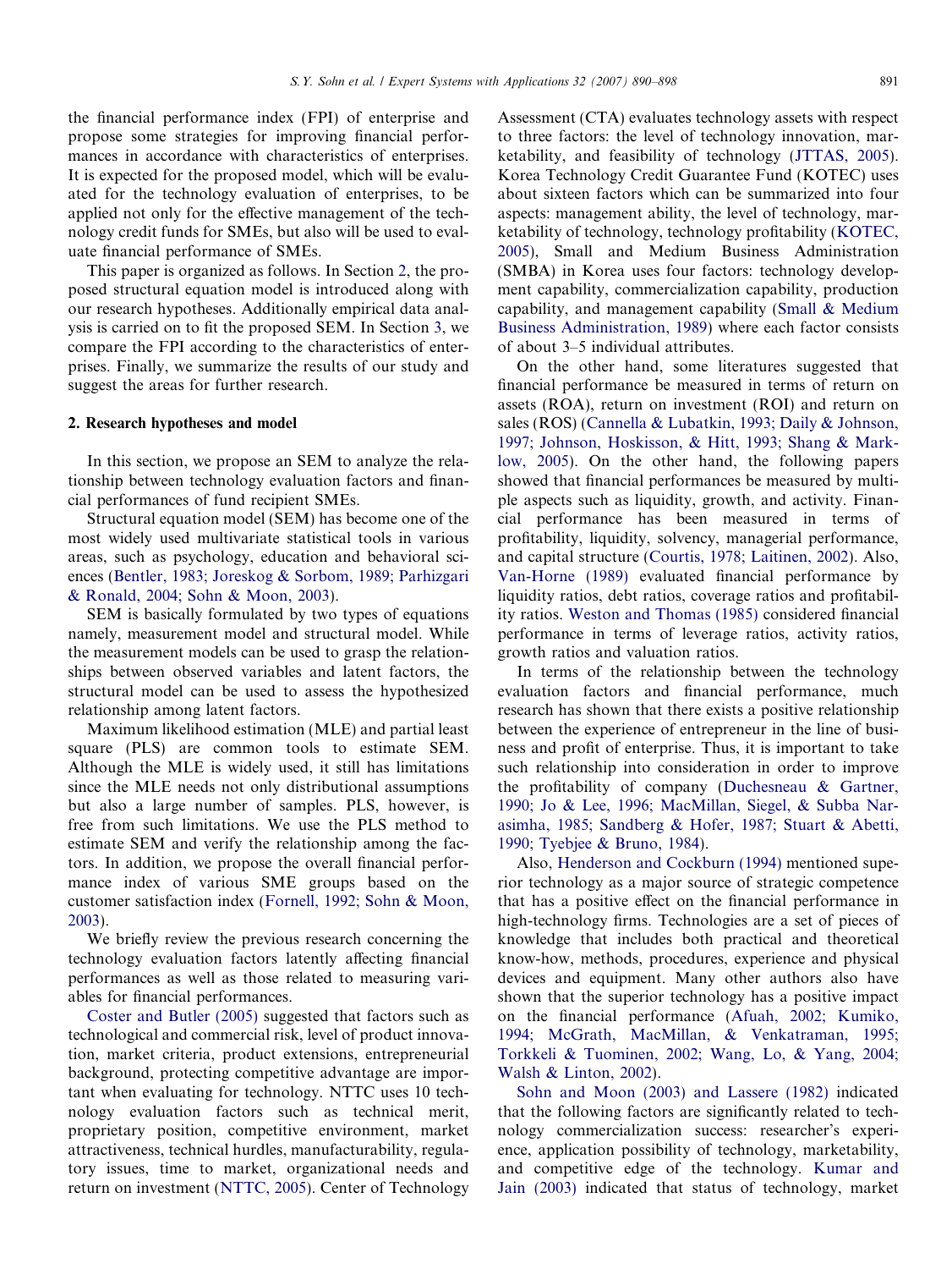the financial performance index (FPI) of enterprise and propose some strategies for improving financial performances in accordance with characteristics of enterprises. It is expected for the proposed model, which will be evaluated for the technology evaluation of enterprises, to be applied not only for the effective management of the technology credit funds for SMEs, but also will be used to evaluate financial performance of SMEs.

This paper is organized as follows. In Section 2, the proposed structural equation model is introduced along with our research hypotheses. Additionally empirical data analysis is carried on to fit the proposed SEM. In Section 3, we compare the FPI according to the characteristics of enterprises. Finally, we summarize the results of our study and suggest the areas for further research.

## 2. Research hypotheses and model

In this section, we propose an SEM to analyze the relationship between technology evaluation factors and financial performances of fund recipient SMEs.

Structural equation model (SEM) has become one of the most widely used multivariate statistical tools in various areas, such as psychology, education and behavioral sciences (Bentler, 1983; Joreskog & Sorbom, 1989; Parhizgari & Ronald, 2004; Sohn & Moon, 2003).

SEM is basically formulated by two types of equations namely, measurement model and structural model. While the measurement models can be used to grasp the relationships between observed variables and latent factors, the structural model can be used to assess the hypothesized relationship among latent factors.

Maximum likelihood estimation (MLE) and partial least square (PLS) are common tools to estimate SEM. Although the MLE is widely used, it still has limitations since the MLE needs not only distributional assumptions but also a large number of samples. PLS, however, is free from such limitations. We use the PLS method to estimate SEM and verify the relationship among the factors. In addition, we propose the overall financial performance index of various SME groups based on the customer satisfaction index (Fornell, 1992; Sohn & Moon, 2003).

We briefly review the previous research concerning the technology evaluation factors latently affecting financial performances as well as those related to measuring variables for financial performances.

Coster and Butler (2005) suggested that factors such as technological and commercial risk, level of product innovation, market criteria, product extensions, entrepreneurial background, protecting competitive advantage are important when evaluating for technology. NTTC uses 10 technology evaluation factors such as technical merit, proprietary position, competitive environment, market attractiveness, technical hurdles, manufacturability, regulatory issues, time to market, organizational needs and return on investment (NTTC, 2005). Center of Technology Assessment (CTA) evaluates technology assets with respect to three factors: the level of technology innovation, marketability, and feasibility of technology (JTTAS, 2005). Korea Technology Credit Guarantee Fund (KOTEC) uses about sixteen factors which can be summarized into four aspects: management ability, the level of technology, marketability of technology, technology profitability (KOTEC, 2005), Small and Medium Business Administration (SMBA) in Korea uses four factors: technology development capability, commercialization capability, production capability, and management capability (Small & Medium Business Administration, 1989) where each factor consists of about 3–5 individual attributes.

On the other hand, some literatures suggested that financial performance be measured in terms of return on assets (ROA), return on investment (ROI) and return on sales (ROS) (Cannella & Lubatkin, 1993; Daily & Johnson, 1997; Johnson, Hoskisson, & Hitt, 1993; Shang & Marklow, 2005). On the other hand, the following papers showed that financial performances be measured by multiple aspects such as liquidity, growth, and activity. Financial performance has been measured in terms of profitability, liquidity, solvency, managerial performance, and capital structure (Courtis, 1978; Laitinen, 2002). Also, Van-Horne (1989) evaluated financial performance by liquidity ratios, debt ratios, coverage ratios and profitability ratios. Weston and Thomas (1985) considered financial performance in terms of leverage ratios, activity ratios, growth ratios and valuation ratios.

In terms of the relationship between the technology evaluation factors and financial performance, much research has shown that there exists a positive relationship between the experience of entrepreneur in the line of business and profit of enterprise. Thus, it is important to take such relationship into consideration in order to improve the profitability of company (Duchesneau & Gartner, 1990; Jo & Lee, 1996; MacMillan, Siegel, & Subba Narasimha, 1985; Sandberg & Hofer, 1987; Stuart & Abetti, 1990; Tyebjee & Bruno, 1984).

Also, Henderson and Cockburn (1994) mentioned superior technology as a major source of strategic competence that has a positive effect on the financial performance in high-technology firms. Technologies are a set of pieces of knowledge that includes both practical and theoretical know-how, methods, procedures, experience and physical devices and equipment. Many other authors also have shown that the superior technology has a positive impact on the financial performance (Afuah, 2002; Kumiko, 1994; McGrath, MacMillan, & Venkatraman, 1995; Torkkeli & Tuominen, 2002; Wang, Lo, & Yang, 2004; Walsh & Linton, 2002).

Sohn and Moon (2003) and Lassere (1982) indicated that the following factors are significantly related to technology commercialization success: researcher's experience, application possibility of technology, marketability, and competitive edge of the technology. Kumar and Jain (2003) indicated that status of technology, market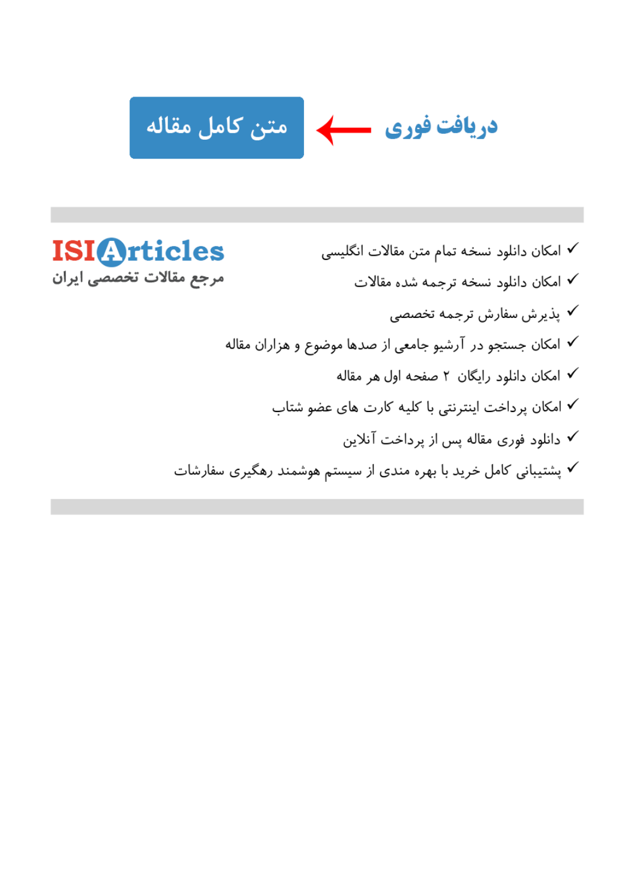دریافت فوری ← متن کامل مقاله

**ISIArticles**
مرجع مقالات تخصصی ایران

- ✓ امکان دانلود نسخه تمام متن مقالات انگلیسی
- ✓ امکان دانلود نسخه ترجمه شده مقالات
- ✓ پذیرش سفارش ترجمه تخصصی
- ✓ امکان جستجو در آرشیو جامعی از صدها موضوع و هزاران مقاله
- ✓ امکان دانلود رایگان ۲ صفحه اول هر مقاله
- ✓ امکان پرداخت اینترنتی با کلیه کارت های عضو شتاب
- ✓ دانلود فوری مقاله پس از پرداخت آنلاین
- ✓ پشتیبانی کامل خرید با بهره مندی از سیستم هوشمند رهگیری سفارشات